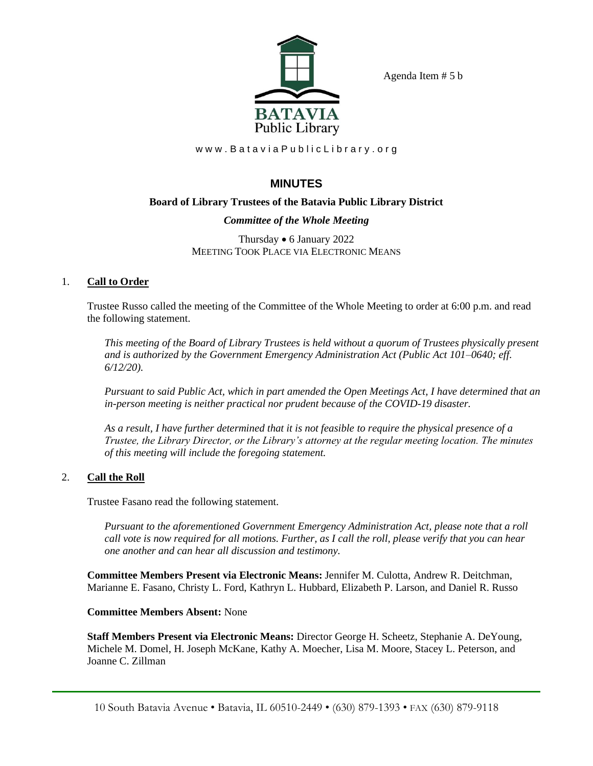Agenda Item # 5 b

BATAVIA
Public Library

www.BataviaPublicLibrary.org

# MINUTES

## Board of Library Trustees of the Batavia Public Library District

### *Committee of the Whole Meeting*

Thursday • 6 January 2022
MEETING TOOK PLACE VIA ELECTRONIC MEANS

1. **Call to Order**

   Trustee Russo called the meeting of the Committee of the Whole Meeting to order at 6:00 p.m. and read the following statement.

   *This meeting of the Board of Library Trustees is held without a quorum of Trustees physically present and is authorized by the Government Emergency Administration Act (Public Act 101–0640; eff. 6/12/20).*

   *Pursuant to said Public Act, which in part amended the Open Meetings Act, I have determined that an in-person meeting is neither practical nor prudent because of the COVID-19 disaster.*

   *As a result, I have further determined that it is not feasible to require the physical presence of a Trustee, the Library Director, or the Library's attorney at the regular meeting location. The minutes of this meeting will include the foregoing statement.*

2. **Call the Roll**

   Trustee Fasano read the following statement.

   *Pursuant to the aforementioned Government Emergency Administration Act, please note that a roll call vote is now required for all motions. Further, as I call the roll, please verify that you can hear one another and can hear all discussion and testimony.*

   **Committee Members Present via Electronic Means:** Jennifer M. Culotta, Andrew R. Deitchman, Marianne E. Fasano, Christy L. Ford, Kathryn L. Hubbard, Elizabeth P. Larson, and Daniel R. Russo

   **Committee Members Absent:** None

   **Staff Members Present via Electronic Means:** Director George H. Scheetz, Stephanie A. DeYoung, Michele M. Domel, H. Joseph McKane, Kathy A. Moecher, Lisa M. Moore, Stacey L. Peterson, and Joanne C. Zillman

10 South Batavia Avenue • Batavia, IL 60510-2449 • (630) 879-1393 • FAX (630) 879-9118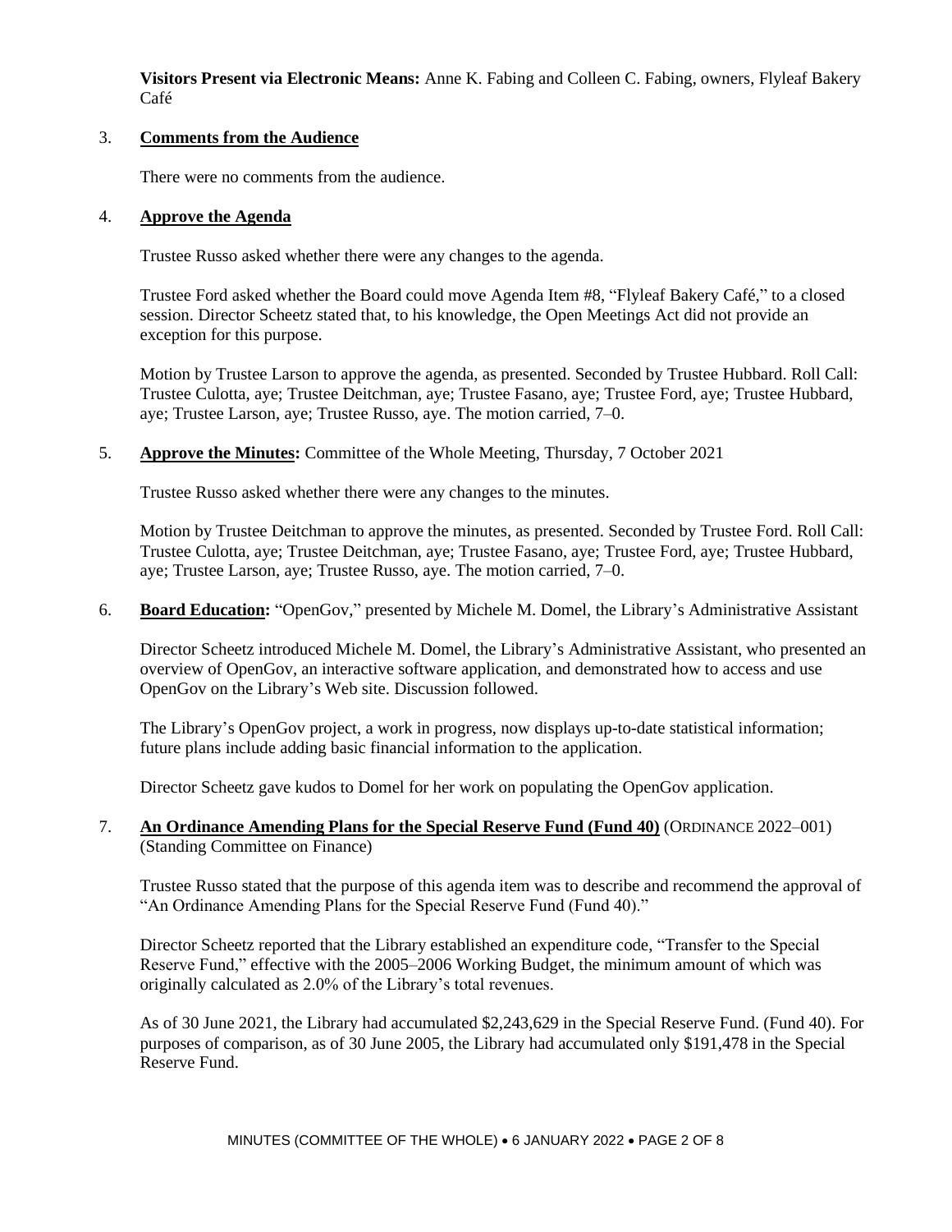**Visitors Present via Electronic Means:** Anne K. Fabing and Colleen C. Fabing, owners, Flyleaf Bakery Café

3. **Comments from the Audience**

   There were no comments from the audience.

4. **Approve the Agenda**

   Trustee Russo asked whether there were any changes to the agenda.

   Trustee Ford asked whether the Board could move Agenda Item #8, "Flyleaf Bakery Café," to a closed session. Director Scheetz stated that, to his knowledge, the Open Meetings Act did not provide an exception for this purpose.

   Motion by Trustee Larson to approve the agenda, as presented. Seconded by Trustee Hubbard. Roll Call: Trustee Culotta, aye; Trustee Deitchman, aye; Trustee Fasano, aye; Trustee Ford, aye; Trustee Hubbard, aye; Trustee Larson, aye; Trustee Russo, aye. The motion carried, 7–0.

5. **Approve the Minutes:** Committee of the Whole Meeting, Thursday, 7 October 2021

   Trustee Russo asked whether there were any changes to the minutes.

   Motion by Trustee Deitchman to approve the minutes, as presented. Seconded by Trustee Ford. Roll Call: Trustee Culotta, aye; Trustee Deitchman, aye; Trustee Fasano, aye; Trustee Ford, aye; Trustee Hubbard, aye; Trustee Larson, aye; Trustee Russo, aye. The motion carried, 7–0.

6. **Board Education:** "OpenGov," presented by Michele M. Domel, the Library's Administrative Assistant

   Director Scheetz introduced Michele M. Domel, the Library's Administrative Assistant, who presented an overview of OpenGov, an interactive software application, and demonstrated how to access and use OpenGov on the Library's Web site. Discussion followed.

   The Library's OpenGov project, a work in progress, now displays up-to-date statistical information; future plans include adding basic financial information to the application.

   Director Scheetz gave kudos to Domel for her work on populating the OpenGov application.

7. **An Ordinance Amending Plans for the Special Reserve Fund (Fund 40)** (ORDINANCE 2022–001) (Standing Committee on Finance)

   Trustee Russo stated that the purpose of this agenda item was to describe and recommend the approval of "An Ordinance Amending Plans for the Special Reserve Fund (Fund 40)."

   Director Scheetz reported that the Library established an expenditure code, "Transfer to the Special Reserve Fund," effective with the 2005–2006 Working Budget, the minimum amount of which was originally calculated as 2.0% of the Library's total revenues.

   As of 30 June 2021, the Library had accumulated $2,243,629 in the Special Reserve Fund. (Fund 40). For purposes of comparison, as of 30 June 2005, the Library had accumulated only $191,478 in the Special Reserve Fund.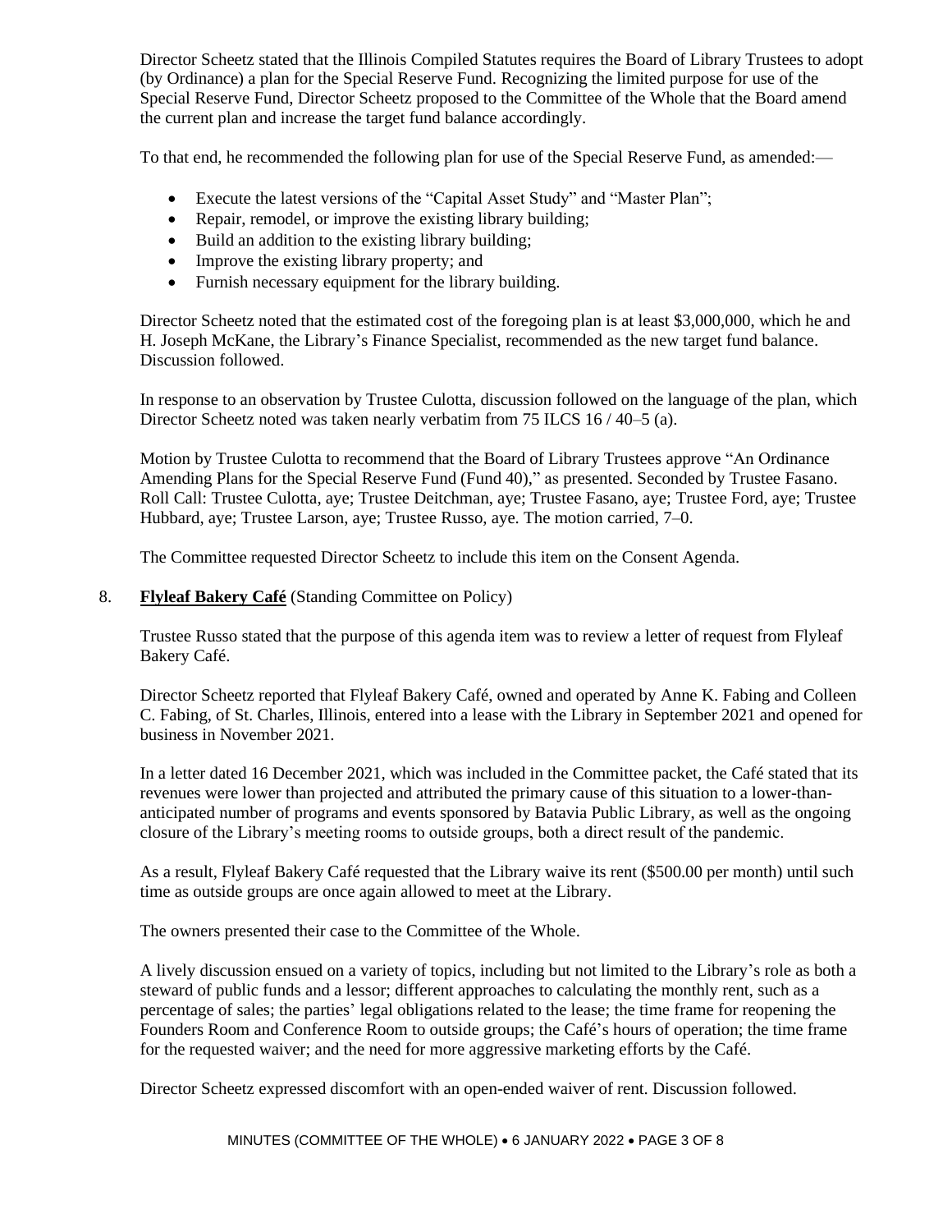Director Scheetz stated that the Illinois Compiled Statutes requires the Board of Library Trustees to adopt (by Ordinance) a plan for the Special Reserve Fund. Recognizing the limited purpose for use of the Special Reserve Fund, Director Scheetz proposed to the Committee of the Whole that the Board amend the current plan and increase the target fund balance accordingly.

To that end, he recommended the following plan for use of the Special Reserve Fund, as amended:—

- Execute the latest versions of the "Capital Asset Study" and "Master Plan";
- Repair, remodel, or improve the existing library building;
- Build an addition to the existing library building;
- Improve the existing library property; and
- Furnish necessary equipment for the library building.

Director Scheetz noted that the estimated cost of the foregoing plan is at least \$3,000,000, which he and H. Joseph McKane, the Library's Finance Specialist, recommended as the new target fund balance. Discussion followed.

In response to an observation by Trustee Culotta, discussion followed on the language of the plan, which Director Scheetz noted was taken nearly verbatim from 75 ILCS 16 / 40–5 (a).

Motion by Trustee Culotta to recommend that the Board of Library Trustees approve "An Ordinance Amending Plans for the Special Reserve Fund (Fund 40)," as presented. Seconded by Trustee Fasano. Roll Call: Trustee Culotta, aye; Trustee Deitchman, aye; Trustee Fasano, aye; Trustee Ford, aye; Trustee Hubbard, aye; Trustee Larson, aye; Trustee Russo, aye. The motion carried, 7–0.

The Committee requested Director Scheetz to include this item on the Consent Agenda.

8. **Flyleaf Bakery Café** (Standing Committee on Policy)

Trustee Russo stated that the purpose of this agenda item was to review a letter of request from Flyleaf Bakery Café.

Director Scheetz reported that Flyleaf Bakery Café, owned and operated by Anne K. Fabing and Colleen C. Fabing, of St. Charles, Illinois, entered into a lease with the Library in September 2021 and opened for business in November 2021.

In a letter dated 16 December 2021, which was included in the Committee packet, the Café stated that its revenues were lower than projected and attributed the primary cause of this situation to a lower-than-anticipated number of programs and events sponsored by Batavia Public Library, as well as the ongoing closure of the Library's meeting rooms to outside groups, both a direct result of the pandemic.

As a result, Flyleaf Bakery Café requested that the Library waive its rent (\$500.00 per month) until such time as outside groups are once again allowed to meet at the Library.

The owners presented their case to the Committee of the Whole.

A lively discussion ensued on a variety of topics, including but not limited to the Library's role as both a steward of public funds and a lessor; different approaches to calculating the monthly rent, such as a percentage of sales; the parties' legal obligations related to the lease; the time frame for reopening the Founders Room and Conference Room to outside groups; the Café's hours of operation; the time frame for the requested waiver; and the need for more aggressive marketing efforts by the Café.

Director Scheetz expressed discomfort with an open-ended waiver of rent. Discussion followed.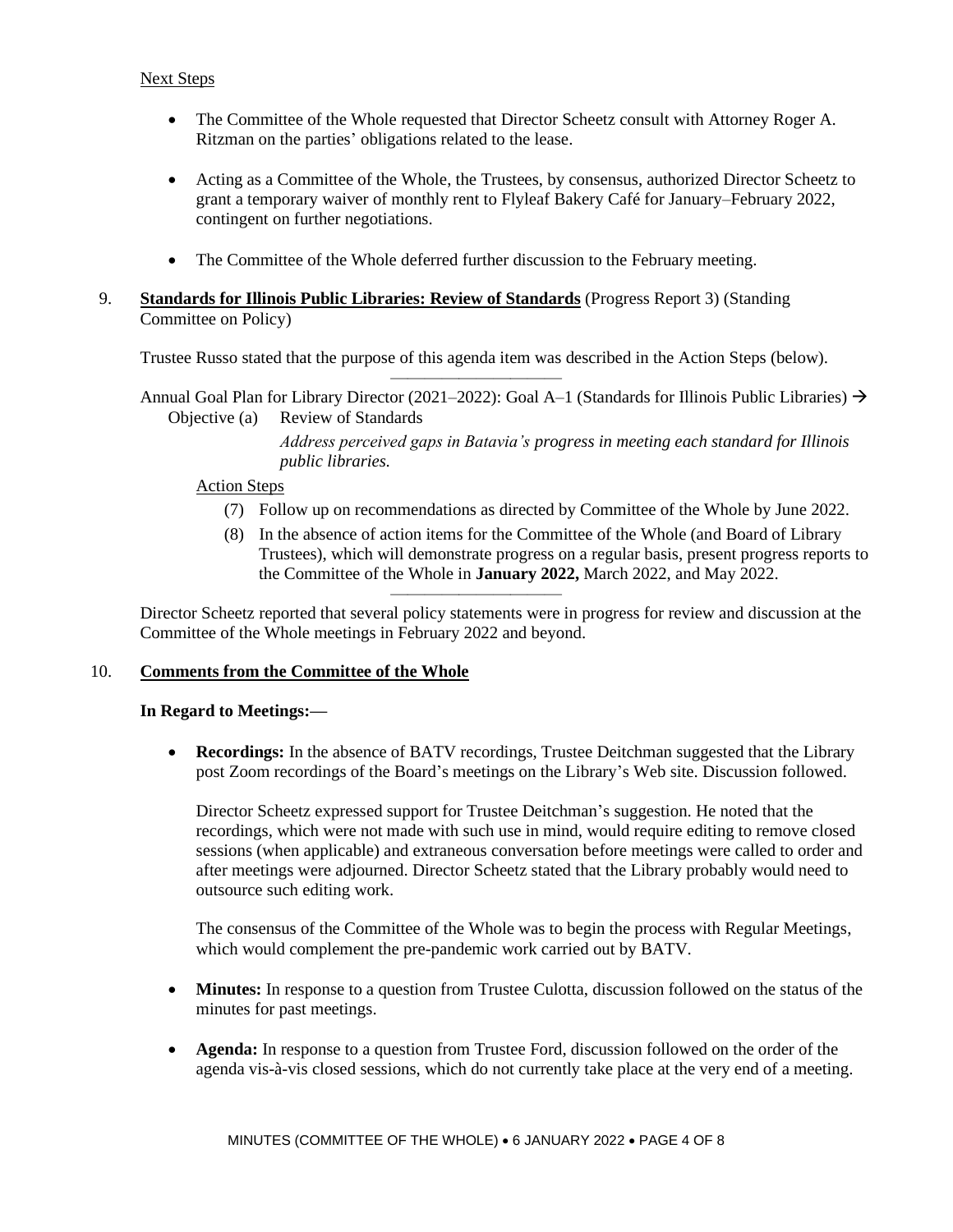Next Steps

- The Committee of the Whole requested that Director Scheetz consult with Attorney Roger A. Ritzman on the parties' obligations related to the lease.

- Acting as a Committee of the Whole, the Trustees, by consensus, authorized Director Scheetz to grant a temporary waiver of monthly rent to Flyleaf Bakery Café for January–February 2022, contingent on further negotiations.

- The Committee of the Whole deferred further discussion to the February meeting.

9. **Standards for Illinois Public Libraries: Review of Standards** (Progress Report 3) (Standing Committee on Policy)

Trustee Russo stated that the purpose of this agenda item was described in the Action Steps (below).

---

Annual Goal Plan for Library Director (2021–2022): Goal A–1 (Standards for Illinois Public Libraries) → 
Objective (a) Review of Standards

*Address perceived gaps in Batavia's progress in meeting each standard for Illinois public libraries.*

Action Steps

(7) Follow up on recommendations as directed by Committee of the Whole by June 2022.

(8) In the absence of action items for the Committee of the Whole (and Board of Library Trustees), which will demonstrate progress on a regular basis, present progress reports to the Committee of the Whole in **January 2022,** March 2022, and May 2022.

---

Director Scheetz reported that several policy statements were in progress for review and discussion at the Committee of the Whole meetings in February 2022 and beyond.

10. **Comments from the Committee of the Whole**

**In Regard to Meetings:—**

- **Recordings:** In the absence of BATV recordings, Trustee Deitchman suggested that the Library post Zoom recordings of the Board's meetings on the Library's Web site. Discussion followed.

  Director Scheetz expressed support for Trustee Deitchman's suggestion. He noted that the recordings, which were not made with such use in mind, would require editing to remove closed sessions (when applicable) and extraneous conversation before meetings were called to order and after meetings were adjourned. Director Scheetz stated that the Library probably would need to outsource such editing work.

  The consensus of the Committee of the Whole was to begin the process with Regular Meetings, which would complement the pre-pandemic work carried out by BATV.

- **Minutes:** In response to a question from Trustee Culotta, discussion followed on the status of the minutes for past meetings.

- **Agenda:** In response to a question from Trustee Ford, discussion followed on the order of the agenda vis-à-vis closed sessions, which do not currently take place at the very end of a meeting.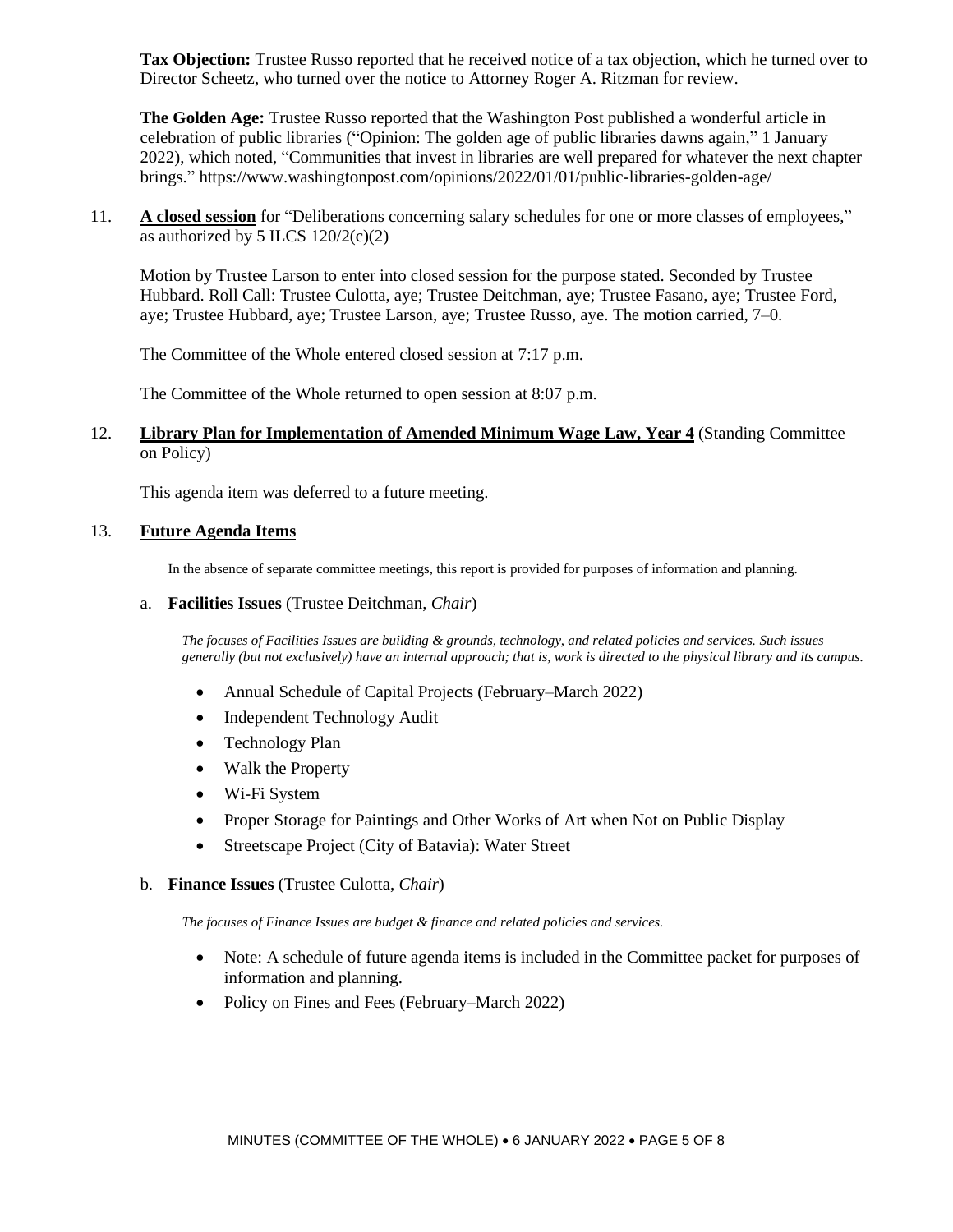**Tax Objection:** Trustee Russo reported that he received notice of a tax objection, which he turned over to Director Scheetz, who turned over the notice to Attorney Roger A. Ritzman for review.

**The Golden Age:** Trustee Russo reported that the Washington Post published a wonderful article in celebration of public libraries ("Opinion: The golden age of public libraries dawns again," 1 January 2022), which noted, "Communities that invest in libraries are well prepared for whatever the next chapter brings." https://www.washingtonpost.com/opinions/2022/01/01/public-libraries-golden-age/

11. **A closed session** for "Deliberations concerning salary schedules for one or more classes of employees," as authorized by 5 ILCS 120/2(c)(2)

Motion by Trustee Larson to enter into closed session for the purpose stated. Seconded by Trustee Hubbard. Roll Call: Trustee Culotta, aye; Trustee Deitchman, aye; Trustee Fasano, aye; Trustee Ford, aye; Trustee Hubbard, aye; Trustee Larson, aye; Trustee Russo, aye. The motion carried, 7–0.

The Committee of the Whole entered closed session at 7:17 p.m.

The Committee of the Whole returned to open session at 8:07 p.m.

12. **Library Plan for Implementation of Amended Minimum Wage Law, Year 4** (Standing Committee on Policy)

This agenda item was deferred to a future meeting.

13. **Future Agenda Items**

In the absence of separate committee meetings, this report is provided for purposes of information and planning.

a. **Facilities Issues** (Trustee Deitchman, *Chair*)

*The focuses of Facilities Issues are building & grounds, technology, and related policies and services. Such issues generally (but not exclusively) have an internal approach; that is, work is directed to the physical library and its campus.*

- Annual Schedule of Capital Projects (February–March 2022)
- Independent Technology Audit
- Technology Plan
- Walk the Property
- Wi-Fi System
- Proper Storage for Paintings and Other Works of Art when Not on Public Display
- Streetscape Project (City of Batavia): Water Street

b. **Finance Issues** (Trustee Culotta, *Chair*)

*The focuses of Finance Issues are budget & finance and related policies and services.*

- Note: A schedule of future agenda items is included in the Committee packet for purposes of information and planning.
- Policy on Fines and Fees (February–March 2022)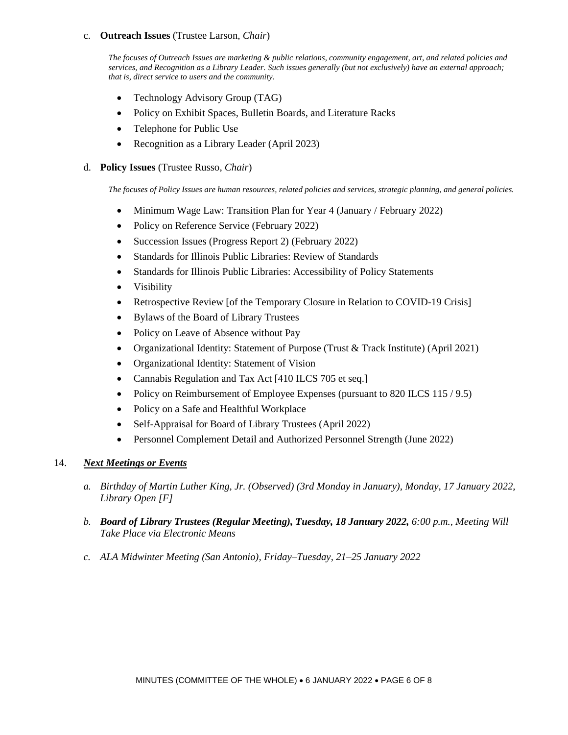c. **Outreach Issues** (Trustee Larson, *Chair*)

*The focuses of Outreach Issues are marketing & public relations, community engagement, art, and related policies and services, and Recognition as a Library Leader. Such issues generally (but not exclusively) have an external approach; that is, direct service to users and the community.*

- Technology Advisory Group (TAG)
- Policy on Exhibit Spaces, Bulletin Boards, and Literature Racks
- Telephone for Public Use
- Recognition as a Library Leader (April 2023)

d. **Policy Issues** (Trustee Russo, *Chair*)

*The focuses of Policy Issues are human resources, related policies and services, strategic planning, and general policies.*

- Minimum Wage Law: Transition Plan for Year 4 (January / February 2022)
- Policy on Reference Service (February 2022)
- Succession Issues (Progress Report 2) (February 2022)
- Standards for Illinois Public Libraries: Review of Standards
- Standards for Illinois Public Libraries: Accessibility of Policy Statements
- Visibility
- Retrospective Review [of the Temporary Closure in Relation to COVID-19 Crisis]
- Bylaws of the Board of Library Trustees
- Policy on Leave of Absence without Pay
- Organizational Identity: Statement of Purpose (Trust & Track Institute) (April 2021)
- Organizational Identity: Statement of Vision
- Cannabis Regulation and Tax Act [410 ILCS 705 et seq.]
- Policy on Reimbursement of Employee Expenses (pursuant to 820 ILCS 115 / 9.5)
- Policy on a Safe and Healthful Workplace
- Self-Appraisal for Board of Library Trustees (April 2022)
- Personnel Complement Detail and Authorized Personnel Strength (June 2022)

14. ***Next Meetings or Events***

*a. Birthday of Martin Luther King, Jr. (Observed) (3rd Monday in January), Monday, 17 January 2022, Library Open [F]*

*b. **Board of Library Trustees (Regular Meeting), Tuesday, 18 January 2022,** 6:00 p.m., Meeting Will Take Place via Electronic Means*

*c. ALA Midwinter Meeting (San Antonio), Friday–Tuesday, 21–25 January 2022*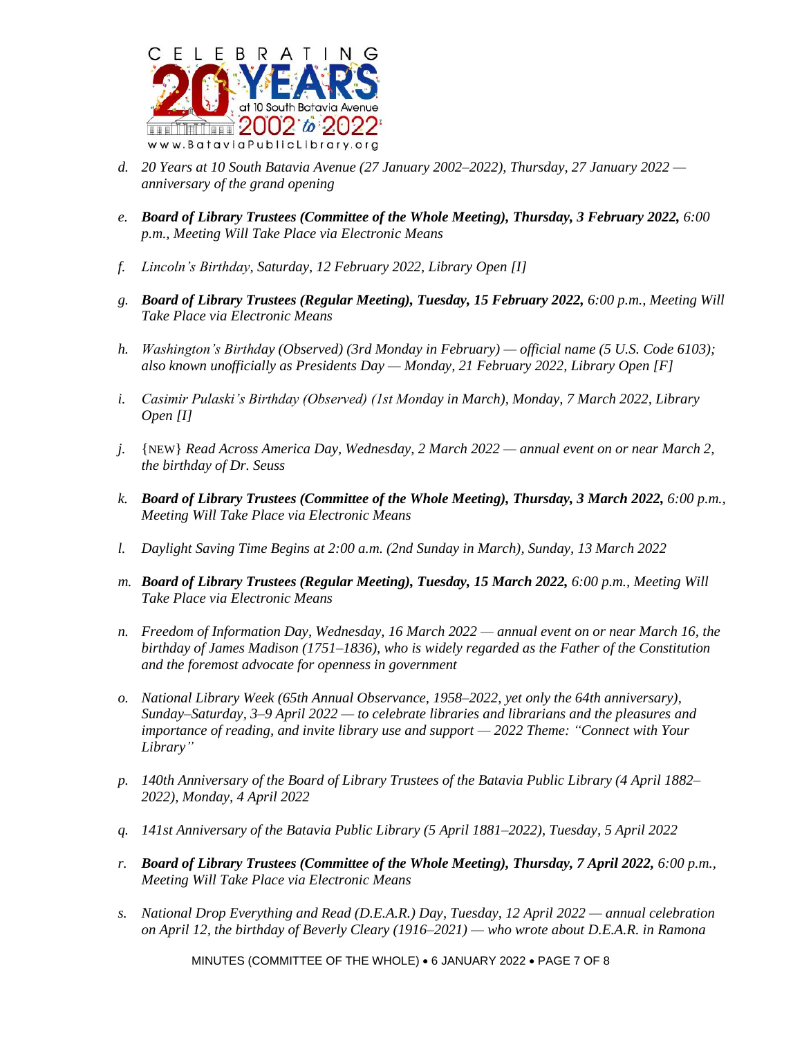d. *20 Years at 10 South Batavia Avenue (27 January 2002–2022), Thursday, 27 January 2022 — anniversary of the grand opening*

e. ***Board of Library Trustees (Committee of the Whole Meeting), Thursday, 3 February 2022,*** *6:00 p.m., Meeting Will Take Place via Electronic Means*

f. *Lincoln's Birthday, Saturday, 12 February 2022, Library Open [I]*

g. ***Board of Library Trustees (Regular Meeting), Tuesday, 15 February 2022,*** *6:00 p.m., Meeting Will Take Place via Electronic Means*

h. *Washington's Birthday (Observed) (3rd Monday in February) — official name (5 U.S. Code 6103); also known unofficially as Presidents Day — Monday, 21 February 2022, Library Open [F]*

i. *Casimir Pulaski's Birthday (Observed) (1st Monday in March), Monday, 7 March 2022, Library Open [I]*

j. {NEW} *Read Across America Day, Wednesday, 2 March 2022 — annual event on or near March 2, the birthday of Dr. Seuss*

k. ***Board of Library Trustees (Committee of the Whole Meeting), Thursday, 3 March 2022,*** *6:00 p.m., Meeting Will Take Place via Electronic Means*

l. *Daylight Saving Time Begins at 2:00 a.m. (2nd Sunday in March), Sunday, 13 March 2022*

m. ***Board of Library Trustees (Regular Meeting), Tuesday, 15 March 2022,*** *6:00 p.m., Meeting Will Take Place via Electronic Means*

n. *Freedom of Information Day, Wednesday, 16 March 2022 — annual event on or near March 16, the birthday of James Madison (1751–1836), who is widely regarded as the Father of the Constitution and the foremost advocate for openness in government*

o. *National Library Week (65th Annual Observance, 1958–2022, yet only the 64th anniversary), Sunday–Saturday, 3–9 April 2022 — to celebrate libraries and librarians and the pleasures and importance of reading, and invite library use and support — 2022 Theme: "Connect with Your Library"*

p. *140th Anniversary of the Board of Library Trustees of the Batavia Public Library (4 April 1882–2022), Monday, 4 April 2022*

q. *141st Anniversary of the Batavia Public Library (5 April 1881–2022), Tuesday, 5 April 2022*

r. ***Board of Library Trustees (Committee of the Whole Meeting), Thursday, 7 April 2022,*** *6:00 p.m., Meeting Will Take Place via Electronic Means*

s. *National Drop Everything and Read (D.E.A.R.) Day, Tuesday, 12 April 2022 — annual celebration on April 12, the birthday of Beverly Cleary (1916–2021) — who wrote about D.E.A.R. in Ramona*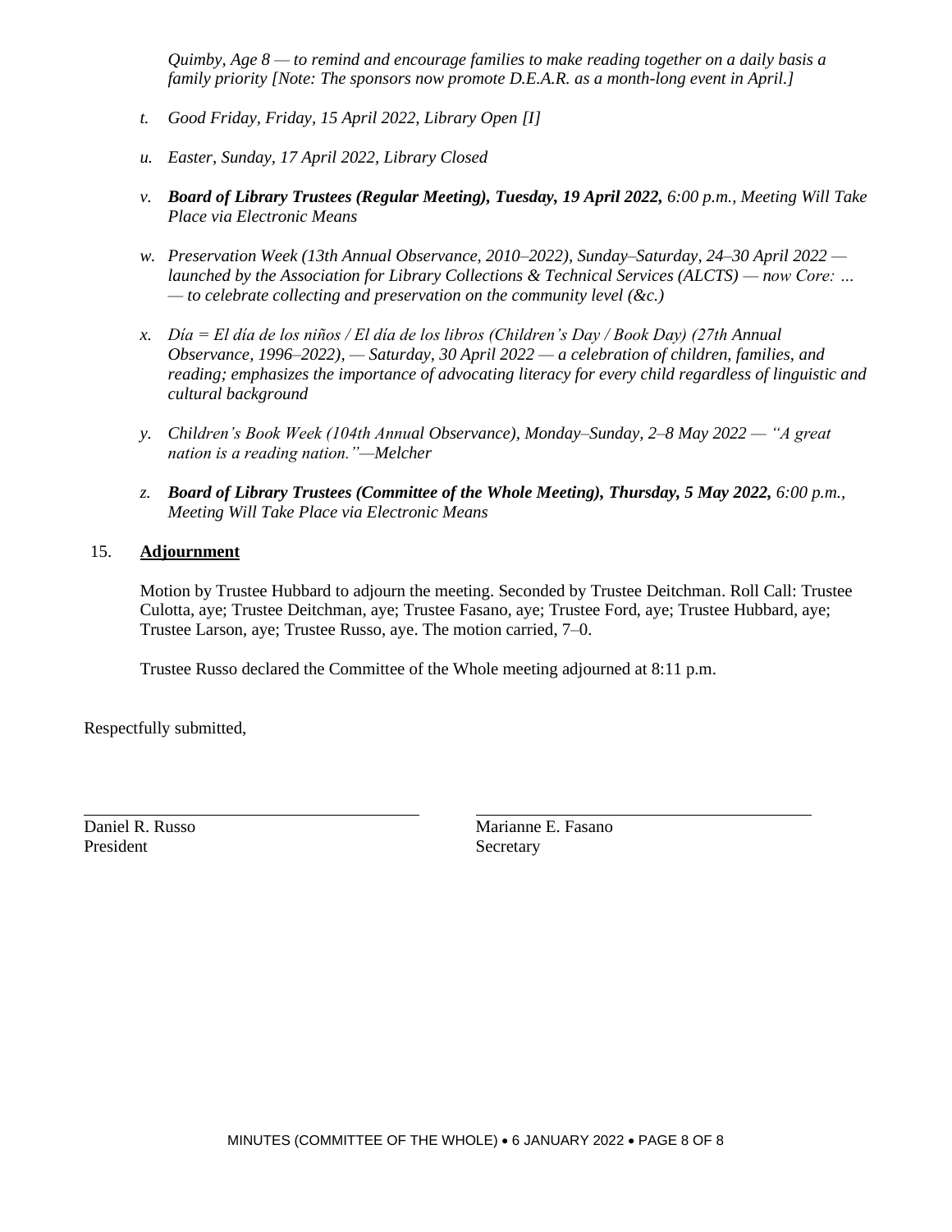*Quimby, Age 8 — to remind and encourage families to make reading together on a daily basis a family priority [Note: The sponsors now promote D.E.A.R. as a month-long event in April.]*

*t. Good Friday, Friday, 15 April 2022, Library Open [I]*

*u. Easter, Sunday, 17 April 2022, Library Closed*

*v. **Board of Library Trustees (Regular Meeting), Tuesday, 19 April 2022,** 6:00 p.m., Meeting Will Take Place via Electronic Means*

*w. Preservation Week (13th Annual Observance, 2010–2022), Sunday–Saturday, 24–30 April 2022 — launched by the Association for Library Collections & Technical Services (ALCTS) — now Core: … — to celebrate collecting and preservation on the community level (&c.)*

*x. Día = El día de los niños / El día de los libros (Children's Day / Book Day) (27th Annual Observance, 1996–2022), — Saturday, 30 April 2022 — a celebration of children, families, and reading; emphasizes the importance of advocating literacy for every child regardless of linguistic and cultural background*

*y. Children's Book Week (104th Annual Observance), Monday–Sunday, 2–8 May 2022 — "A great nation is a reading nation."—Melcher*

*z. **Board of Library Trustees (Committee of the Whole Meeting), Thursday, 5 May 2022,** 6:00 p.m., Meeting Will Take Place via Electronic Means*

15. **Adjournment**

Motion by Trustee Hubbard to adjourn the meeting. Seconded by Trustee Deitchman. Roll Call: Trustee Culotta, aye; Trustee Deitchman, aye; Trustee Fasano, aye; Trustee Ford, aye; Trustee Hubbard, aye; Trustee Larson, aye; Trustee Russo, aye. The motion carried, 7–0.

Trustee Russo declared the Committee of the Whole meeting adjourned at 8:11 p.m.

Respectfully submitted,

Daniel R. Russo
President

Marianne E. Fasano
Secretary